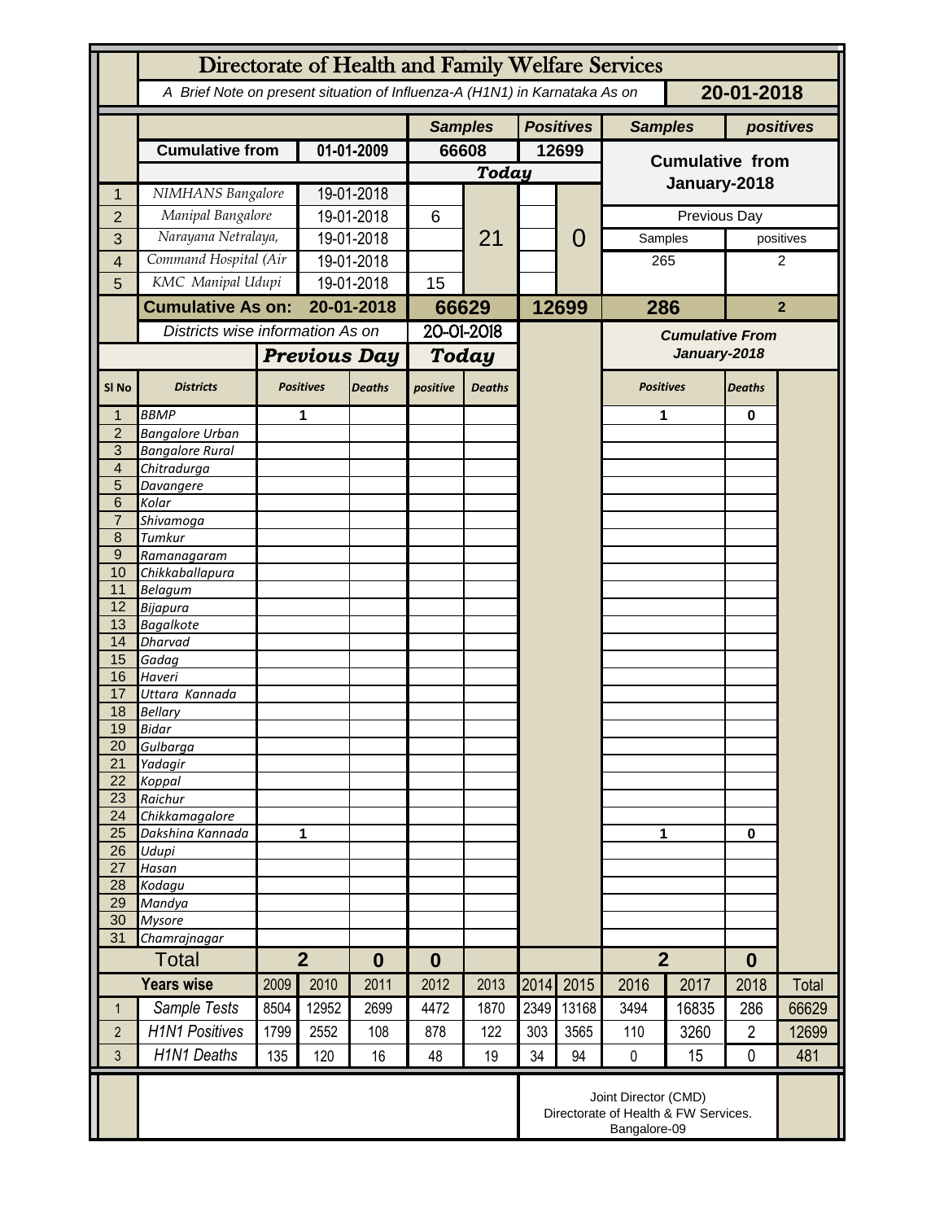# Directorate of Health and Family Welfare Services

*A Brief Note on present situation of Influenza-A (H1N1) in Karnataka As on* **20-01-2018**

| | | | Samples | | Positives | | Samples | positives |
|---|---|---|---|---|---|---|---|---|
| | **Cumulative from** | **01-01-2009** | **66608** | | **12699** | | **Cumulative from January-2018** | |
| | | | ***Today*** | | | | | |
| 1 | *NIMHANS Bangalore* | 19-01-2018 | | 21 | | 0 | | |
| 2 | *Manipal Bangalore* | 19-01-2018 | 6 | | | | Previous Day | |
| 3 | *Narayana Netralaya,* | 19-01-2018 | | | | | Samples | positives |
| 4 | *Command Hospital (Air* | 19-01-2018 | | | | | 265 | 2 |
| 5 | *KMC Manipal Udupi* | 19-01-2018 | 15 | | | | | |
| | **Cumulative As on:** | **20-01-2018** | **66629** | | **12699** | | **286** | **2** |

| | *Districts wise information As on* | | | 20-01-2018 | | | *Cumulative From January-2018* | | |
|---|---|---|---|---|---|---|---|---|---|
| | | ***Previous Day*** | | ***Today*** | | | | | |
| **Sl No** | **Districts** | **Positives** | **Deaths** | **positive** | **Deaths** | | **Positives** | **Deaths** | |
| 1 | BBMP | 1 | | | | | 1 | 0 | |
| 2 | Bangalore Urban | | | | | | | | |
| 3 | Bangalore Rural | | | | | | | | |
| 4 | Chitradurga | | | | | | | | |
| 5 | Davangere | | | | | | | | |
| 6 | Kolar | | | | | | | | |
| 7 | Shivamoga | | | | | | | | |
| 8 | Tumkur | | | | | | | | |
| 9 | Ramanagaram | | | | | | | | |
| 10 | Chikkaballapura | | | | | | | | |
| 11 | Belagum | | | | | | | | |
| 12 | Bijapura | | | | | | | | |
| 13 | Bagalkote | | | | | | | | |
| 14 | Dharvad | | | | | | | | |
| 15 | Gadag | | | | | | | | |
| 16 | Haveri | | | | | | | | |
| 17 | Uttara Kannada | | | | | | | | |
| 18 | Bellary | | | | | | | | |
| 19 | Bidar | | | | | | | | |
| 20 | Gulbarga | | | | | | | | |
| 21 | Yadagir | | | | | | | | |
| 22 | Koppal | | | | | | | | |
| 23 | Raichur | | | | | | | | |
| 24 | Chikkamagalore | | | | | | | | |
| 25 | Dakshina Kannada | 1 | | | | | 1 | 0 | |
| 26 | Udupi | | | | | | | | |
| 27 | Hasan | | | | | | | | |
| 28 | Kodagu | | | | | | | | |
| 29 | Mandya | | | | | | | | |
| 30 | Mysore | | | | | | | | |
| 31 | Chamrajnagar | | | | | | | | |
| | **Total** | **2** | **0** | **0** | | | **2** | **0** | |

| | **Years wise** | 2009 | 2010 | 2011 | 2012 | 2013 | 2014 | 2015 | 2016 | 2017 | 2018 | Total |
|---|---|---|---|---|---|---|---|---|---|---|---|---|
| 1 | *Sample Tests* | 8504 | 12952 | 2699 | 4472 | 1870 | 2349 | 13168 | 3494 | 16835 | 286 | 66629 |
| 2 | *H1N1 Positives* | 1799 | 2552 | 108 | 878 | 122 | 303 | 3565 | 110 | 3260 | 2 | 12699 |
| 3 | *H1N1 Deaths* | 135 | 120 | 16 | 48 | 19 | 34 | 94 | 0 | 15 | 0 | 481 |

Joint Director (CMD)
Directorate of Health & FW Services.
Bangalore-09